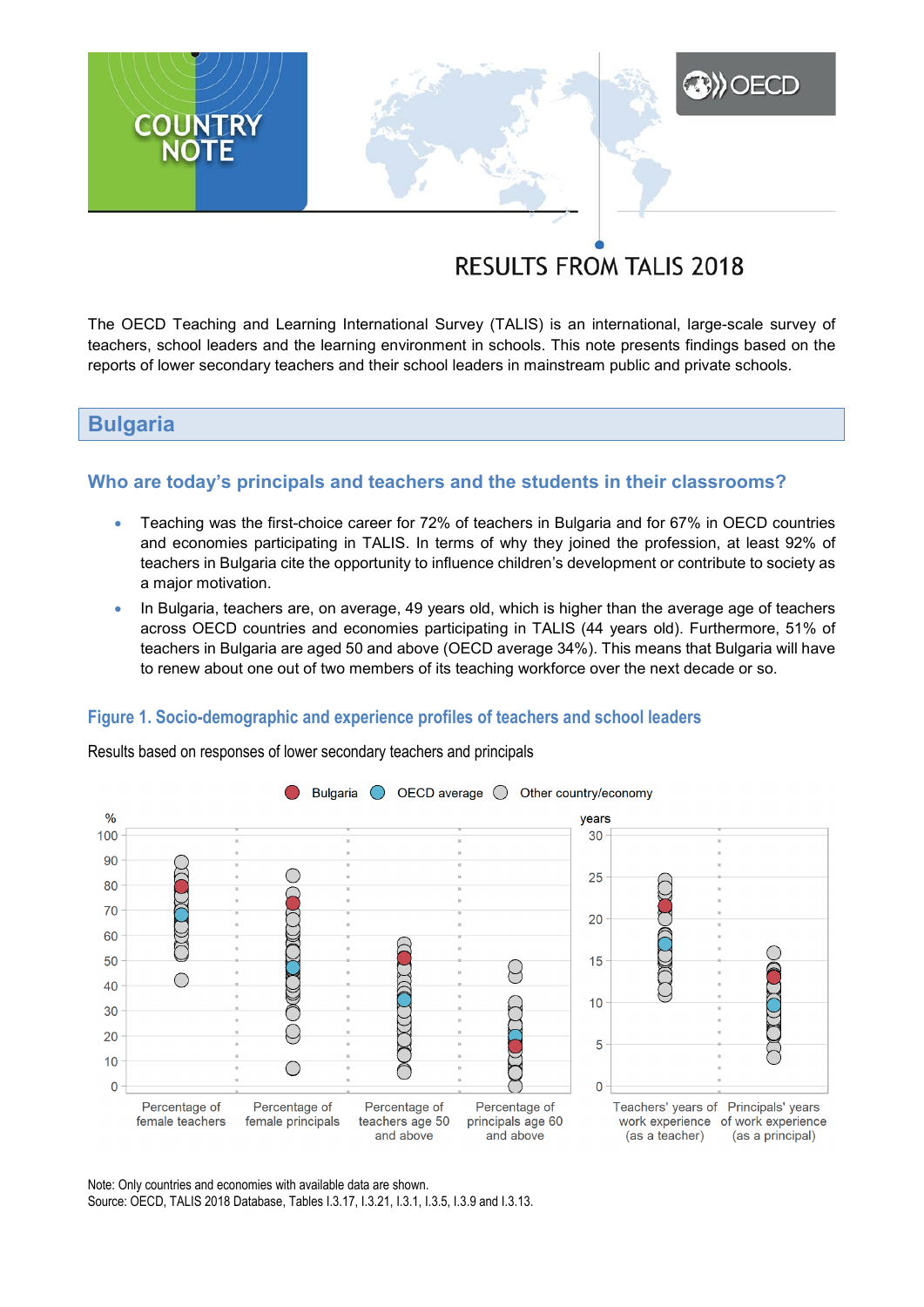# COUNTRY NOTE

## RESULTS FROM TALIS 2018

The OECD Teaching and Learning International Survey (TALIS) is an international, large-scale survey of teachers, school leaders and the learning environment in schools. This note presents findings based on the reports of lower secondary teachers and their school leaders in mainstream public and private schools.

## Bulgaria

### Who are today's principals and teachers and the students in their classrooms?

- Teaching was the first-choice career for 72% of teachers in Bulgaria and for 67% in OECD countries and economies participating in TALIS. In terms of why they joined the profession, at least 92% of teachers in Bulgaria cite the opportunity to influence children's development or contribute to society as a major motivation.
- In Bulgaria, teachers are, on average, 49 years old, which is higher than the average age of teachers across OECD countries and economies participating in TALIS (44 years old). Furthermore, 51% of teachers in Bulgaria are aged 50 and above (OECD average 34%). This means that Bulgaria will have to renew about one out of two members of its teaching workforce over the next decade or so.

#### Figure 1. Socio-demographic and experience profiles of teachers and school leaders

Results based on responses of lower secondary teachers and principals

Note: Only countries and economies with available data are shown.
Source: OECD, TALIS 2018 Database, Tables I.3.17, I.3.21, I.3.1, I.3.5, I.3.9 and I.3.13.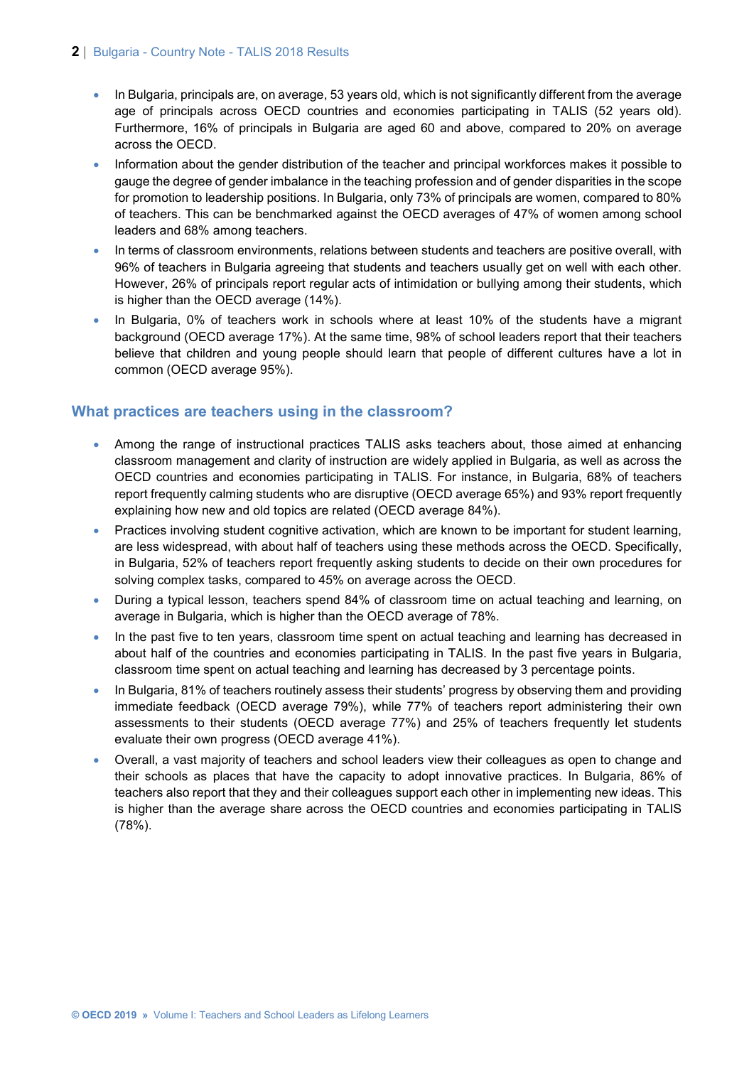- In Bulgaria, principals are, on average, 53 years old, which is not significantly different from the average age of principals across OECD countries and economies participating in TALIS (52 years old). Furthermore, 16% of principals in Bulgaria are aged 60 and above, compared to 20% on average across the OECD.
- Information about the gender distribution of the teacher and principal workforces makes it possible to gauge the degree of gender imbalance in the teaching profession and of gender disparities in the scope for promotion to leadership positions. In Bulgaria, only 73% of principals are women, compared to 80% of teachers. This can be benchmarked against the OECD averages of 47% of women among school leaders and 68% among teachers.
- In terms of classroom environments, relations between students and teachers are positive overall, with 96% of teachers in Bulgaria agreeing that students and teachers usually get on well with each other. However, 26% of principals report regular acts of intimidation or bullying among their students, which is higher than the OECD average (14%).
- In Bulgaria, 0% of teachers work in schools where at least 10% of the students have a migrant background (OECD average 17%). At the same time, 98% of school leaders report that their teachers believe that children and young people should learn that people of different cultures have a lot in common (OECD average 95%).

## What practices are teachers using in the classroom?

- Among the range of instructional practices TALIS asks teachers about, those aimed at enhancing classroom management and clarity of instruction are widely applied in Bulgaria, as well as across the OECD countries and economies participating in TALIS. For instance, in Bulgaria, 68% of teachers report frequently calming students who are disruptive (OECD average 65%) and 93% report frequently explaining how new and old topics are related (OECD average 84%).
- Practices involving student cognitive activation, which are known to be important for student learning, are less widespread, with about half of teachers using these methods across the OECD. Specifically, in Bulgaria, 52% of teachers report frequently asking students to decide on their own procedures for solving complex tasks, compared to 45% on average across the OECD.
- During a typical lesson, teachers spend 84% of classroom time on actual teaching and learning, on average in Bulgaria, which is higher than the OECD average of 78%.
- In the past five to ten years, classroom time spent on actual teaching and learning has decreased in about half of the countries and economies participating in TALIS. In the past five years in Bulgaria, classroom time spent on actual teaching and learning has decreased by 3 percentage points.
- In Bulgaria, 81% of teachers routinely assess their students' progress by observing them and providing immediate feedback (OECD average 79%), while 77% of teachers report administering their own assessments to their students (OECD average 77%) and 25% of teachers frequently let students evaluate their own progress (OECD average 41%).
- Overall, a vast majority of teachers and school leaders view their colleagues as open to change and their schools as places that have the capacity to adopt innovative practices. In Bulgaria, 86% of teachers also report that they and their colleagues support each other in implementing new ideas. This is higher than the average share across the OECD countries and economies participating in TALIS (78%).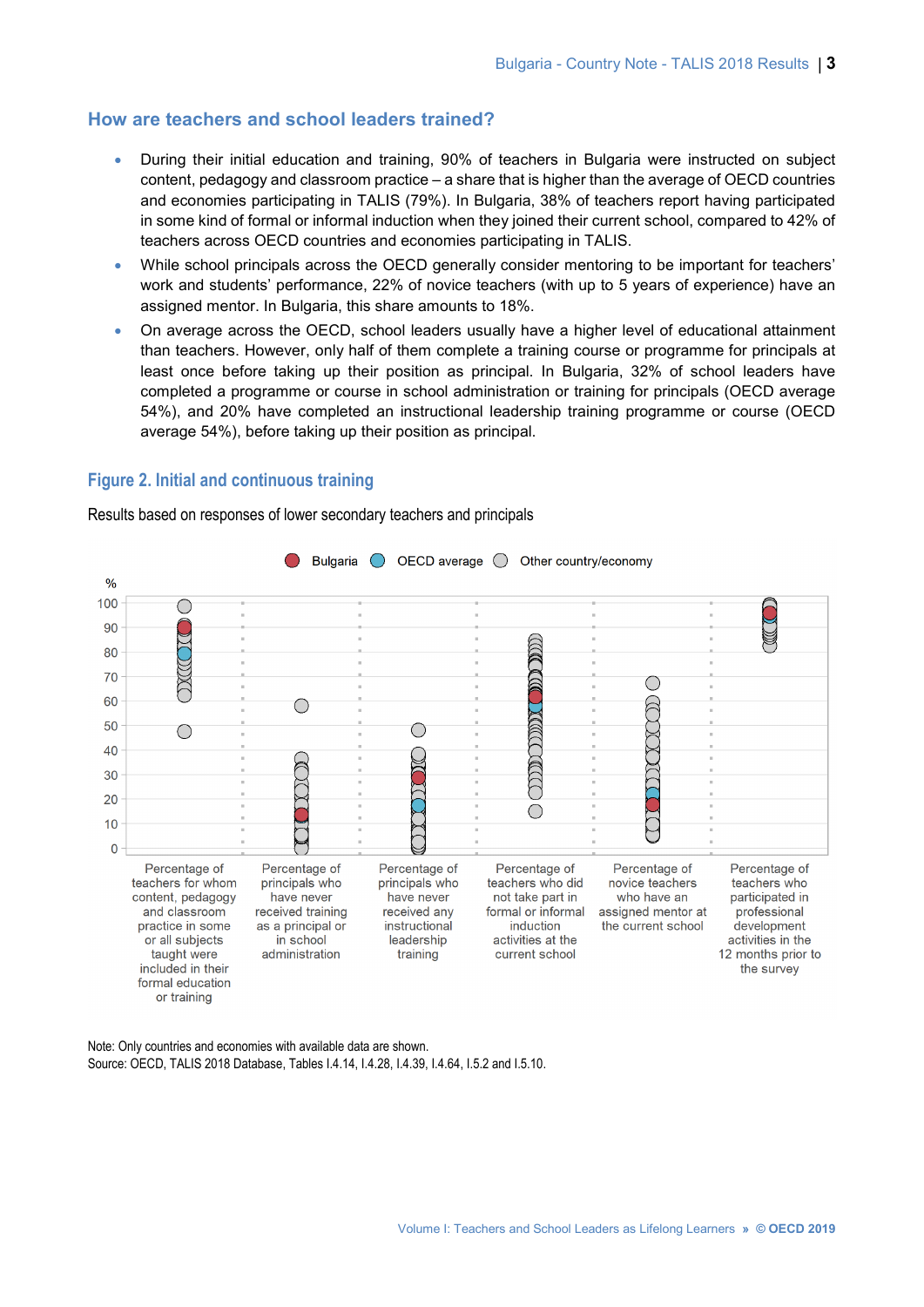## How are teachers and school leaders trained?

- During their initial education and training, 90% of teachers in Bulgaria were instructed on subject content, pedagogy and classroom practice – a share that is higher than the average of OECD countries and economies participating in TALIS (79%). In Bulgaria, 38% of teachers report having participated in some kind of formal or informal induction when they joined their current school, compared to 42% of teachers across OECD countries and economies participating in TALIS.
- While school principals across the OECD generally consider mentoring to be important for teachers' work and students' performance, 22% of novice teachers (with up to 5 years of experience) have an assigned mentor. In Bulgaria, this share amounts to 18%.
- On average across the OECD, school leaders usually have a higher level of educational attainment than teachers. However, only half of them complete a training course or programme for principals at least once before taking up their position as principal. In Bulgaria, 32% of school leaders have completed a programme or course in school administration or training for principals (OECD average 54%), and 20% have completed an instructional leadership training programme or course (OECD average 54%), before taking up their position as principal.

### Figure 2. Initial and continuous training

Results based on responses of lower secondary teachers and principals

Legend: Bulgaria, OECD average, Other country/economy

Y-axis: % (0–100)

Categories:
- Percentage of teachers for whom content, pedagogy and classroom practice in some or all subjects taught were included in their formal education or training
- Percentage of principals who have never received training as a principal or in school administration
- Percentage of principals who have never received any instructional leadership training
- Percentage of teachers who did not take part in formal or informal induction activities at the current school
- Percentage of novice teachers who have an assigned mentor at the current school
- Percentage of teachers who participated in professional development activities in the 12 months prior to the survey

Note: Only countries and economies with available data are shown.
Source: OECD, TALIS 2018 Database, Tables I.4.14, I.4.28, I.4.39, I.4.64, I.5.2 and I.5.10.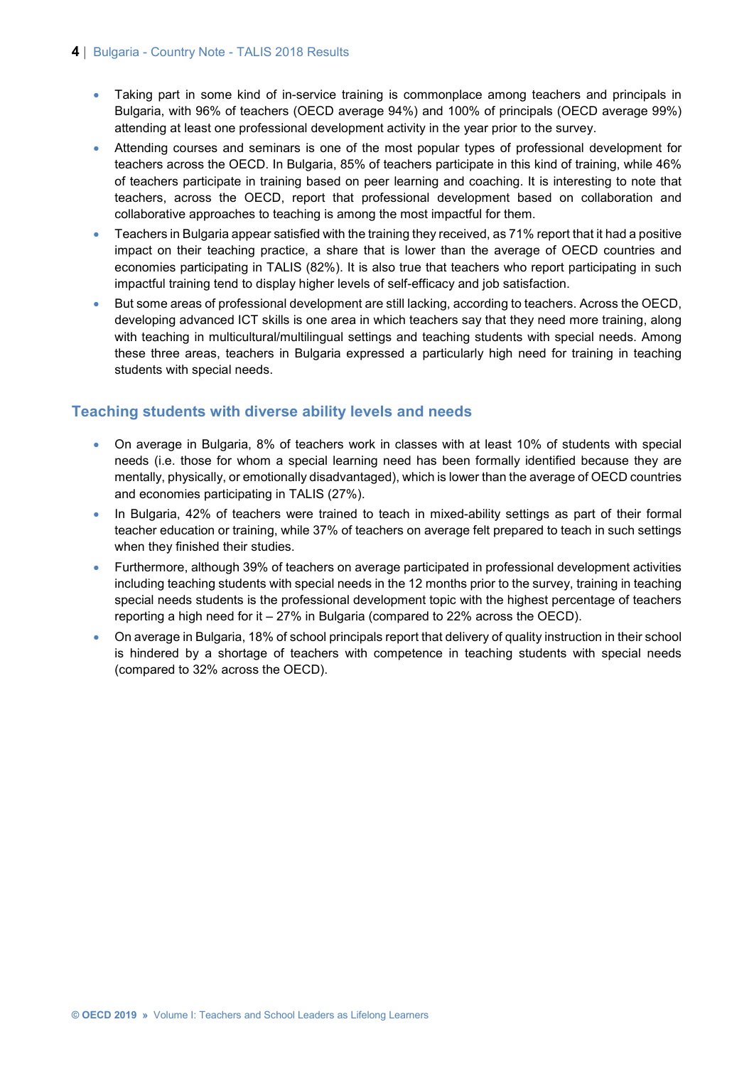- Taking part in some kind of in-service training is commonplace among teachers and principals in Bulgaria, with 96% of teachers (OECD average 94%) and 100% of principals (OECD average 99%) attending at least one professional development activity in the year prior to the survey.
- Attending courses and seminars is one of the most popular types of professional development for teachers across the OECD. In Bulgaria, 85% of teachers participate in this kind of training, while 46% of teachers participate in training based on peer learning and coaching. It is interesting to note that teachers, across the OECD, report that professional development based on collaboration and collaborative approaches to teaching is among the most impactful for them.
- Teachers in Bulgaria appear satisfied with the training they received, as 71% report that it had a positive impact on their teaching practice, a share that is lower than the average of OECD countries and economies participating in TALIS (82%). It is also true that teachers who report participating in such impactful training tend to display higher levels of self-efficacy and job satisfaction.
- But some areas of professional development are still lacking, according to teachers. Across the OECD, developing advanced ICT skills is one area in which teachers say that they need more training, along with teaching in multicultural/multilingual settings and teaching students with special needs. Among these three areas, teachers in Bulgaria expressed a particularly high need for training in teaching students with special needs.

## Teaching students with diverse ability levels and needs

- On average in Bulgaria, 8% of teachers work in classes with at least 10% of students with special needs (i.e. those for whom a special learning need has been formally identified because they are mentally, physically, or emotionally disadvantaged), which is lower than the average of OECD countries and economies participating in TALIS (27%).
- In Bulgaria, 42% of teachers were trained to teach in mixed-ability settings as part of their formal teacher education or training, while 37% of teachers on average felt prepared to teach in such settings when they finished their studies.
- Furthermore, although 39% of teachers on average participated in professional development activities including teaching students with special needs in the 12 months prior to the survey, training in teaching special needs students is the professional development topic with the highest percentage of teachers reporting a high need for it – 27% in Bulgaria (compared to 22% across the OECD).
- On average in Bulgaria, 18% of school principals report that delivery of quality instruction in their school is hindered by a shortage of teachers with competence in teaching students with special needs (compared to 32% across the OECD).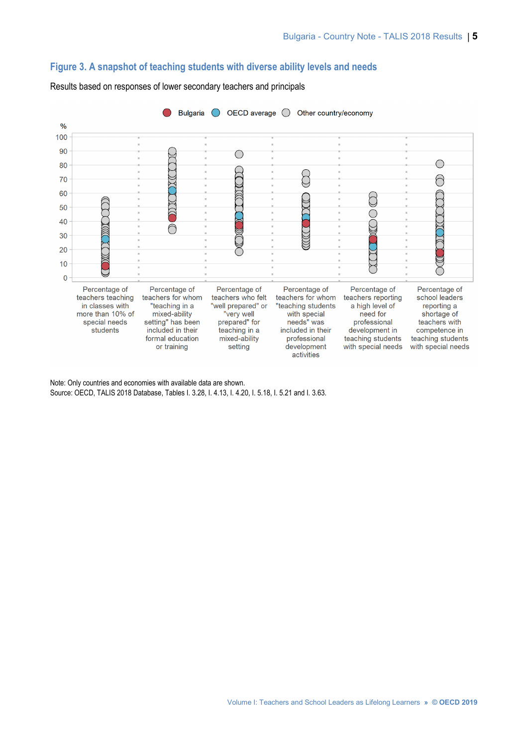## Figure 3. A snapshot of teaching students with diverse ability levels and needs

Results based on responses of lower secondary teachers and principals

Note: Only countries and economies with available data are shown.
Source: OECD, TALIS 2018 Database, Tables I. 3.28, I. 4.13, I. 4.20, I. 5.18, I. 5.21 and I. 3.63.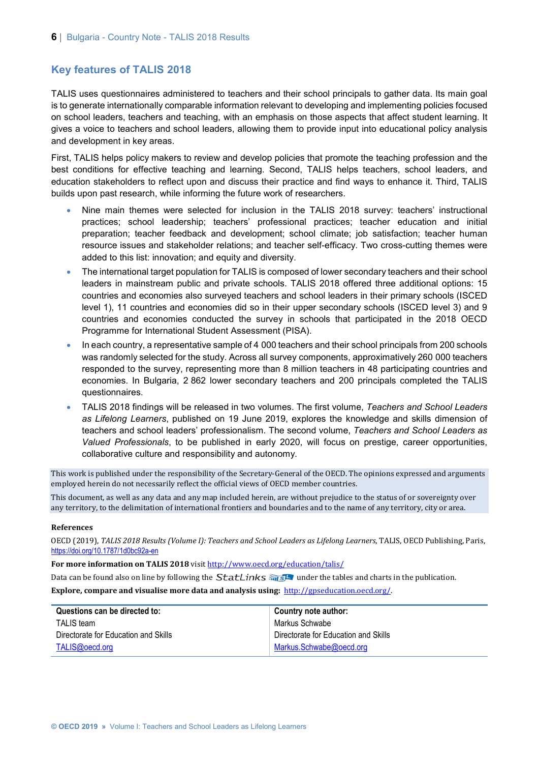## Key features of TALIS 2018

TALIS uses questionnaires administered to teachers and their school principals to gather data. Its main goal is to generate internationally comparable information relevant to developing and implementing policies focused on school leaders, teachers and teaching, with an emphasis on those aspects that affect student learning. It gives a voice to teachers and school leaders, allowing them to provide input into educational policy analysis and development in key areas.

First, TALIS helps policy makers to review and develop policies that promote the teaching profession and the best conditions for effective teaching and learning. Second, TALIS helps teachers, school leaders, and education stakeholders to reflect upon and discuss their practice and find ways to enhance it. Third, TALIS builds upon past research, while informing the future work of researchers.

- Nine main themes were selected for inclusion in the TALIS 2018 survey: teachers' instructional practices; school leadership; teachers' professional practices; teacher education and initial preparation; teacher feedback and development; school climate; job satisfaction; teacher human resource issues and stakeholder relations; and teacher self-efficacy. Two cross-cutting themes were added to this list: innovation; and equity and diversity.
- The international target population for TALIS is composed of lower secondary teachers and their school leaders in mainstream public and private schools. TALIS 2018 offered three additional options: 15 countries and economies also surveyed teachers and school leaders in their primary schools (ISCED level 1), 11 countries and economies did so in their upper secondary schools (ISCED level 3) and 9 countries and economies conducted the survey in schools that participated in the 2018 OECD Programme for International Student Assessment (PISA).
- In each country, a representative sample of 4 000 teachers and their school principals from 200 schools was randomly selected for the study. Across all survey components, approximatively 260 000 teachers responded to the survey, representing more than 8 million teachers in 48 participating countries and economies. In Bulgaria, 2 862 lower secondary teachers and 200 principals completed the TALIS questionnaires.
- TALIS 2018 findings will be released in two volumes. The first volume, *Teachers and School Leaders as Lifelong Learners*, published on 19 June 2019, explores the knowledge and skills dimension of teachers and school leaders' professionalism. The second volume, *Teachers and School Leaders as Valued Professionals*, to be published in early 2020, will focus on prestige, career opportunities, collaborative culture and responsibility and autonomy.

This work is published under the responsibility of the Secretary-General of the OECD. The opinions expressed and arguments employed herein do not necessarily reflect the official views of OECD member countries.

This document, as well as any data and any map included herein, are without prejudice to the status of or sovereignty over any territory, to the delimitation of international frontiers and boundaries and to the name of any territory, city or area.

**References**

OECD (2019), *TALIS 2018 Results (Volume I): Teachers and School Leaders as Lifelong Learners*, TALIS, OECD Publishing, Paris, https://doi.org/10.1787/1d0bc92a-en

**For more information on TALIS 2018** visit http://www.oecd.org/education/talis/

Data can be found also on line by following the StatLinks under the tables and charts in the publication.

**Explore, compare and visualise more data and analysis using:** http://gpseducation.oecd.org/.

| **Questions can be directed to:** | **Country note author:** |
|---|---|
| TALIS team | Markus Schwabe |
| Directorate for Education and Skills | Directorate for Education and Skills |
| TALIS@oecd.org | Markus.Schwabe@oecd.org |